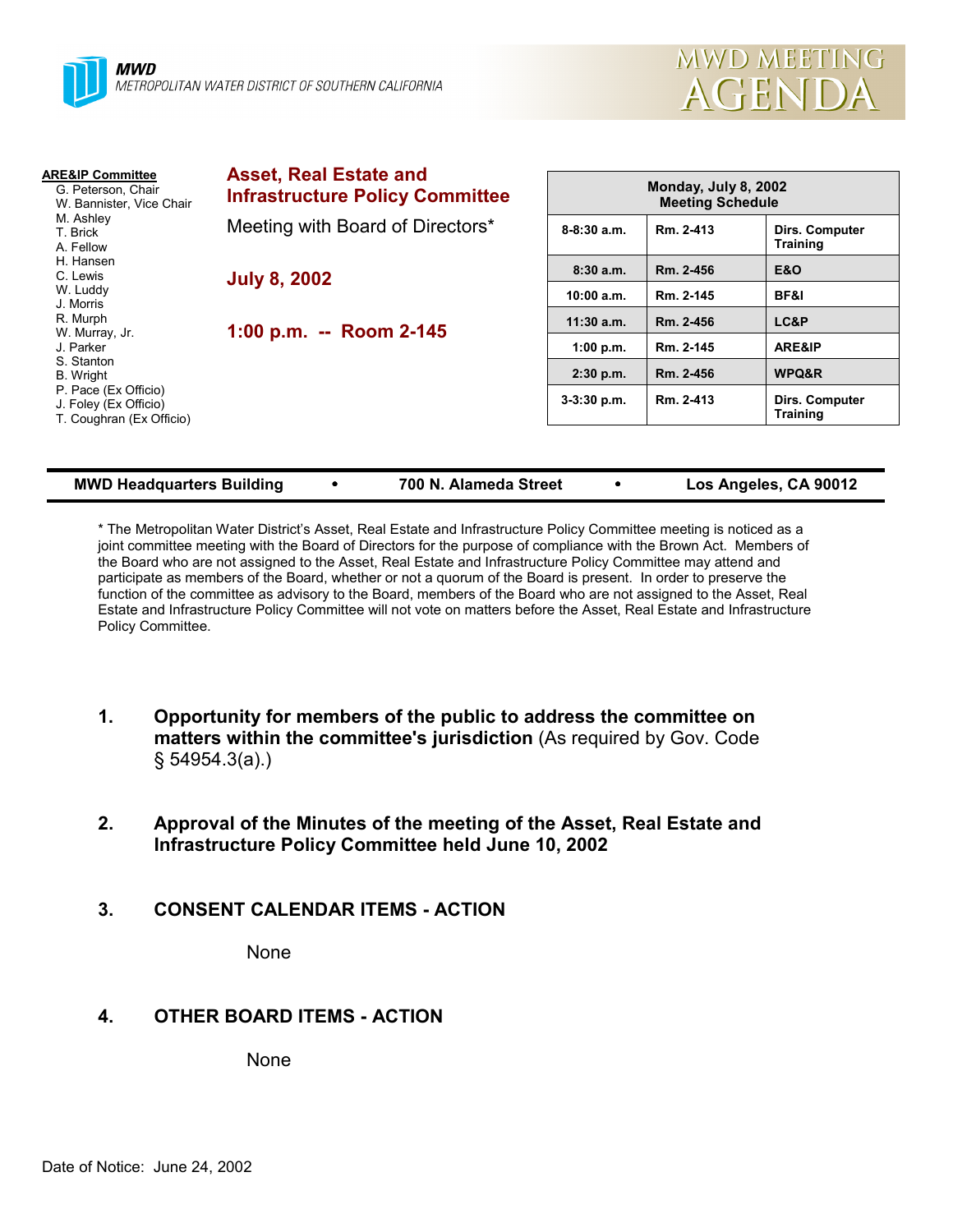**MWD**
METROPOLITAN WATER DISTRICT OF SOUTHERN CALIFORNIA

# MWD MEETING AGENDA

**ARE&IP Committee**
G. Peterson, Chair
W. Bannister, Vice Chair
M. Ashley
T. Brick
A. Fellow
H. Hansen
C. Lewis
W. Luddy
J. Morris
R. Murph
W. Murray, Jr.
J. Parker
S. Stanton
B. Wright
P. Pace (Ex Officio)
J. Foley (Ex Officio)
T. Coughran (Ex Officio)

## Asset, Real Estate and Infrastructure Policy Committee

Meeting with Board of Directors*

**July 8, 2002**

**1:00 p.m. -- Room 2-145**

| Monday, July 8, 2002 Meeting Schedule | | |
|---|---|---|
| 8-8:30 a.m. | Rm. 2-413 | Dirs. Computer Training |
| 8:30 a.m. | Rm. 2-456 | E&O |
| 10:00 a.m. | Rm. 2-145 | BF&I |
| 11:30 a.m. | Rm. 2-456 | LC&P |
| 1:00 p.m. | Rm. 2-145 | ARE&IP |
| 2:30 p.m. | Rm. 2-456 | WPQ&R |
| 3-3:30 p.m. | Rm. 2-413 | Dirs. Computer Training |

**MWD Headquarters Building • 700 N. Alameda Street • Los Angeles, CA 90012**

* The Metropolitan Water District's Asset, Real Estate and Infrastructure Policy Committee meeting is noticed as a joint committee meeting with the Board of Directors for the purpose of compliance with the Brown Act. Members of the Board who are not assigned to the Asset, Real Estate and Infrastructure Policy Committee may attend and participate as members of the Board, whether or not a quorum of the Board is present. In order to preserve the function of the committee as advisory to the Board, members of the Board who are not assigned to the Asset, Real Estate and Infrastructure Policy Committee will not vote on matters before the Asset, Real Estate and Infrastructure Policy Committee.

1. **Opportunity for members of the public to address the committee on matters within the committee's jurisdiction** (As required by Gov. Code § 54954.3(a).)

2. **Approval of the Minutes of the meeting of the Asset, Real Estate and Infrastructure Policy Committee held June 10, 2002**

3. **CONSENT CALENDAR ITEMS - ACTION**

   None

4. **OTHER BOARD ITEMS - ACTION**

   None

Date of Notice: June 24, 2002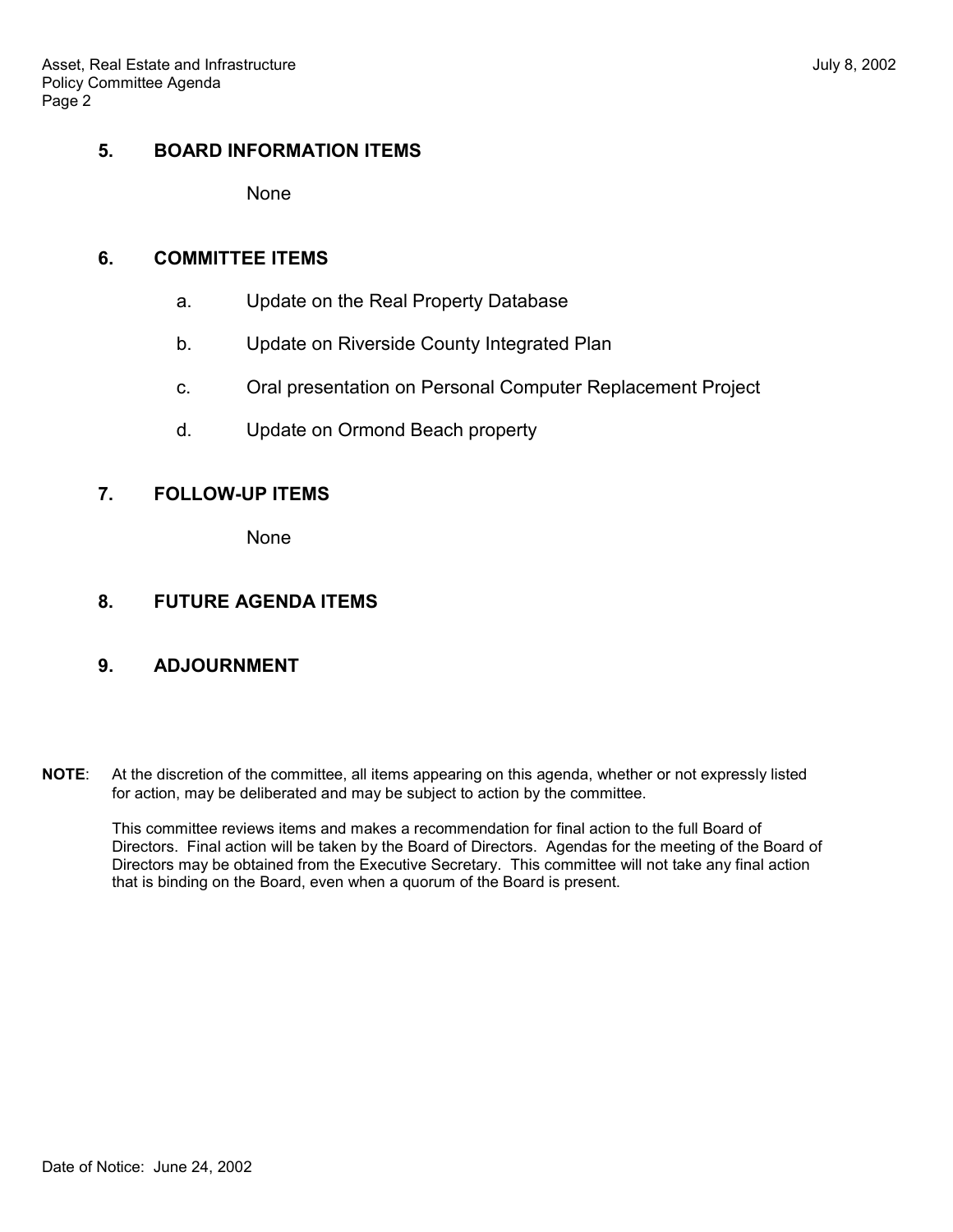## 5. BOARD INFORMATION ITEMS

None

## 6. COMMITTEE ITEMS

a. Update on the Real Property Database

b. Update on Riverside County Integrated Plan

c. Oral presentation on Personal Computer Replacement Project

d. Update on Ormond Beach property

## 7. FOLLOW-UP ITEMS

None

## 8. FUTURE AGENDA ITEMS

## 9. ADJOURNMENT

**NOTE**: At the discretion of the committee, all items appearing on this agenda, whether or not expressly listed for action, may be deliberated and may be subject to action by the committee.

This committee reviews items and makes a recommendation for final action to the full Board of Directors. Final action will be taken by the Board of Directors. Agendas for the meeting of the Board of Directors may be obtained from the Executive Secretary. This committee will not take any final action that is binding on the Board, even when a quorum of the Board is present.

Date of Notice: June 24, 2002